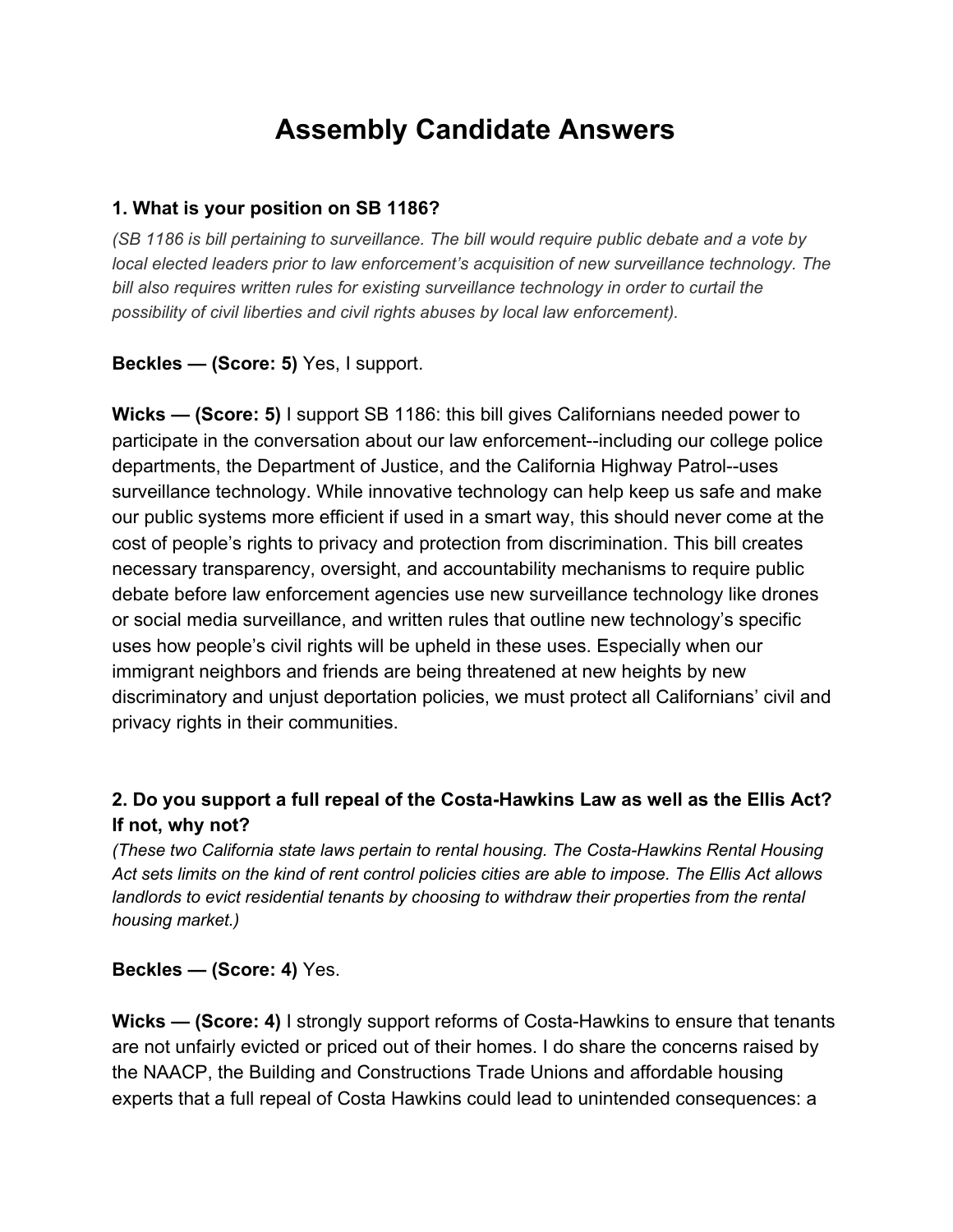# Assembly Candidate Answers

### 1. What is your position on SB 1186?

*(SB 1186 is bill pertaining to surveillance. The bill would require public debate and a vote by local elected leaders prior to law enforcement's acquisition of new surveillance technology. The bill also requires written rules for existing surveillance technology in order to curtail the possibility of civil liberties and civil rights abuses by local law enforcement).*

**Beckles — (Score: 5)** Yes, I support.

**Wicks — (Score: 5)** I support SB 1186: this bill gives Californians needed power to participate in the conversation about our law enforcement--including our college police departments, the Department of Justice, and the California Highway Patrol--uses surveillance technology. While innovative technology can help keep us safe and make our public systems more efficient if used in a smart way, this should never come at the cost of people's rights to privacy and protection from discrimination. This bill creates necessary transparency, oversight, and accountability mechanisms to require public debate before law enforcement agencies use new surveillance technology like drones or social media surveillance, and written rules that outline new technology's specific uses how people's civil rights will be upheld in these uses. Especially when our immigrant neighbors and friends are being threatened at new heights by new discriminatory and unjust deportation policies, we must protect all Californians' civil and privacy rights in their communities.

### 2. Do you support a full repeal of the Costa-Hawkins Law as well as the Ellis Act? If not, why not?

*(These two California state laws pertain to rental housing. The Costa-Hawkins Rental Housing Act sets limits on the kind of rent control policies cities are able to impose. The Ellis Act allows landlords to evict residential tenants by choosing to withdraw their properties from the rental housing market.)*

**Beckles — (Score: 4)** Yes.

**Wicks — (Score: 4)** I strongly support reforms of Costa-Hawkins to ensure that tenants are not unfairly evicted or priced out of their homes. I do share the concerns raised by the NAACP, the Building and Constructions Trade Unions and affordable housing experts that a full repeal of Costa Hawkins could lead to unintended consequences: a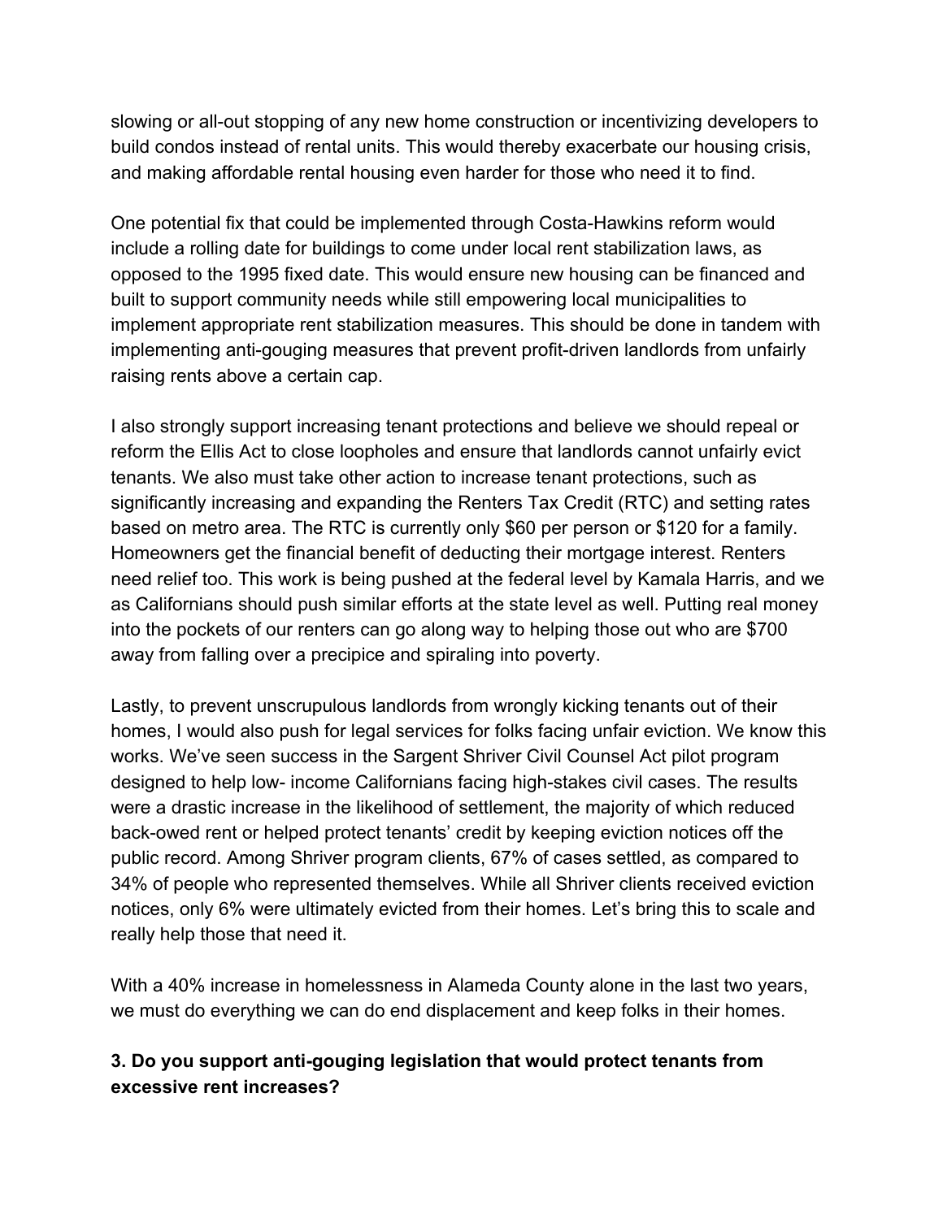slowing or all-out stopping of any new home construction or incentivizing developers to build condos instead of rental units. This would thereby exacerbate our housing crisis, and making affordable rental housing even harder for those who need it to find.

One potential fix that could be implemented through Costa-Hawkins reform would include a rolling date for buildings to come under local rent stabilization laws, as opposed to the 1995 fixed date. This would ensure new housing can be financed and built to support community needs while still empowering local municipalities to implement appropriate rent stabilization measures. This should be done in tandem with implementing anti-gouging measures that prevent profit-driven landlords from unfairly raising rents above a certain cap.

I also strongly support increasing tenant protections and believe we should repeal or reform the Ellis Act to close loopholes and ensure that landlords cannot unfairly evict tenants. We also must take other action to increase tenant protections, such as significantly increasing and expanding the Renters Tax Credit (RTC) and setting rates based on metro area. The RTC is currently only $60 per person or $120 for a family. Homeowners get the financial benefit of deducting their mortgage interest. Renters need relief too. This work is being pushed at the federal level by Kamala Harris, and we as Californians should push similar efforts at the state level as well. Putting real money into the pockets of our renters can go along way to helping those out who are $700 away from falling over a precipice and spiraling into poverty.

Lastly, to prevent unscrupulous landlords from wrongly kicking tenants out of their homes, I would also push for legal services for folks facing unfair eviction. We know this works. We've seen success in the Sargent Shriver Civil Counsel Act pilot program designed to help low- income Californians facing high-stakes civil cases. The results were a drastic increase in the likelihood of settlement, the majority of which reduced back-owed rent or helped protect tenants' credit by keeping eviction notices off the public record. Among Shriver program clients, 67% of cases settled, as compared to 34% of people who represented themselves. While all Shriver clients received eviction notices, only 6% were ultimately evicted from their homes. Let's bring this to scale and really help those that need it.

With a 40% increase in homelessness in Alameda County alone in the last two years, we must do everything we can do end displacement and keep folks in their homes.

**3. Do you support anti-gouging legislation that would protect tenants from excessive rent increases?**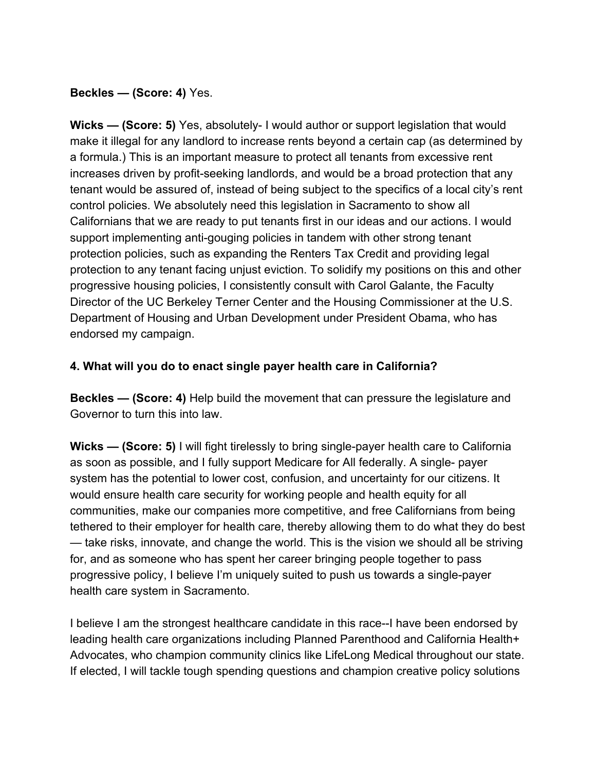**Beckles — (Score: 4)** Yes.

**Wicks — (Score: 5)** Yes, absolutely- I would author or support legislation that would make it illegal for any landlord to increase rents beyond a certain cap (as determined by a formula.) This is an important measure to protect all tenants from excessive rent increases driven by profit-seeking landlords, and would be a broad protection that any tenant would be assured of, instead of being subject to the specifics of a local city's rent control policies. We absolutely need this legislation in Sacramento to show all Californians that we are ready to put tenants first in our ideas and our actions. I would support implementing anti-gouging policies in tandem with other strong tenant protection policies, such as expanding the Renters Tax Credit and providing legal protection to any tenant facing unjust eviction. To solidify my positions on this and other progressive housing policies, I consistently consult with Carol Galante, the Faculty Director of the UC Berkeley Terner Center and the Housing Commissioner at the U.S. Department of Housing and Urban Development under President Obama, who has endorsed my campaign.

**4. What will you do to enact single payer health care in California?**

**Beckles — (Score: 4)** Help build the movement that can pressure the legislature and Governor to turn this into law.

**Wicks — (Score: 5)** I will fight tirelessly to bring single-payer health care to California as soon as possible, and I fully support Medicare for All federally. A single- payer system has the potential to lower cost, confusion, and uncertainty for our citizens. It would ensure health care security for working people and health equity for all communities, make our companies more competitive, and free Californians from being tethered to their employer for health care, thereby allowing them to do what they do best — take risks, innovate, and change the world. This is the vision we should all be striving for, and as someone who has spent her career bringing people together to pass progressive policy, I believe I'm uniquely suited to push us towards a single-payer health care system in Sacramento.

I believe I am the strongest healthcare candidate in this race--I have been endorsed by leading health care organizations including Planned Parenthood and California Health+ Advocates, who champion community clinics like LifeLong Medical throughout our state. If elected, I will tackle tough spending questions and champion creative policy solutions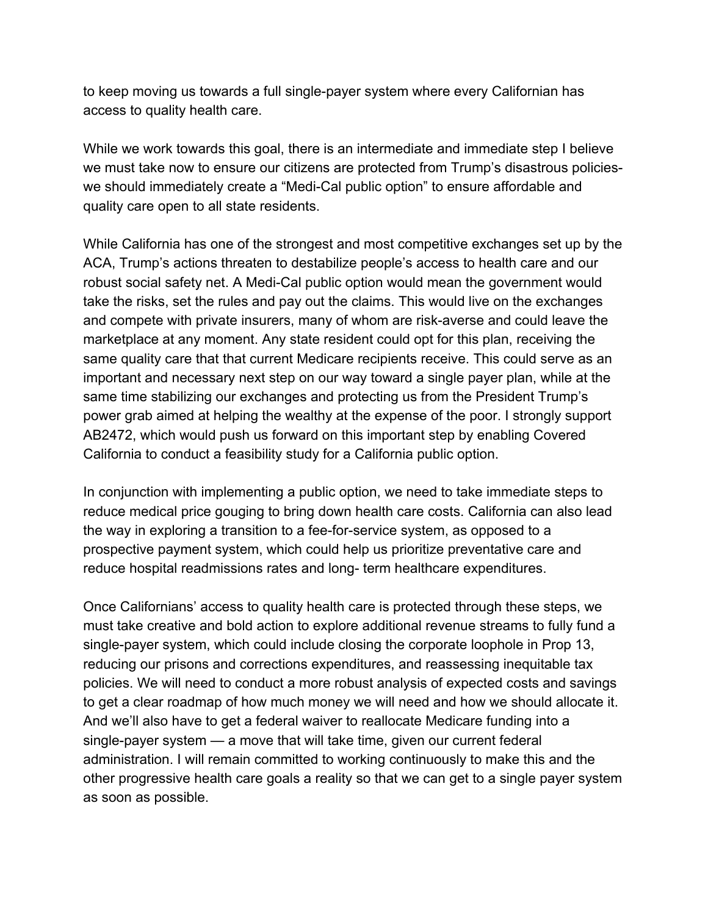to keep moving us towards a full single-payer system where every Californian has access to quality health care.

While we work towards this goal, there is an intermediate and immediate step I believe we must take now to ensure our citizens are protected from Trump's disastrous policies- we should immediately create a "Medi-Cal public option" to ensure affordable and quality care open to all state residents.

While California has one of the strongest and most competitive exchanges set up by the ACA, Trump's actions threaten to destabilize people's access to health care and our robust social safety net. A Medi-Cal public option would mean the government would take the risks, set the rules and pay out the claims. This would live on the exchanges and compete with private insurers, many of whom are risk-averse and could leave the marketplace at any moment. Any state resident could opt for this plan, receiving the same quality care that that current Medicare recipients receive. This could serve as an important and necessary next step on our way toward a single payer plan, while at the same time stabilizing our exchanges and protecting us from the President Trump's power grab aimed at helping the wealthy at the expense of the poor. I strongly support AB2472, which would push us forward on this important step by enabling Covered California to conduct a feasibility study for a California public option.

In conjunction with implementing a public option, we need to take immediate steps to reduce medical price gouging to bring down health care costs. California can also lead the way in exploring a transition to a fee-for-service system, as opposed to a prospective payment system, which could help us prioritize preventative care and reduce hospital readmissions rates and long- term healthcare expenditures.

Once Californians' access to quality health care is protected through these steps, we must take creative and bold action to explore additional revenue streams to fully fund a single-payer system, which could include closing the corporate loophole in Prop 13, reducing our prisons and corrections expenditures, and reassessing inequitable tax policies. We will need to conduct a more robust analysis of expected costs and savings to get a clear roadmap of how much money we will need and how we should allocate it. And we'll also have to get a federal waiver to reallocate Medicare funding into a single-payer system — a move that will take time, given our current federal administration. I will remain committed to working continuously to make this and the other progressive health care goals a reality so that we can get to a single payer system as soon as possible.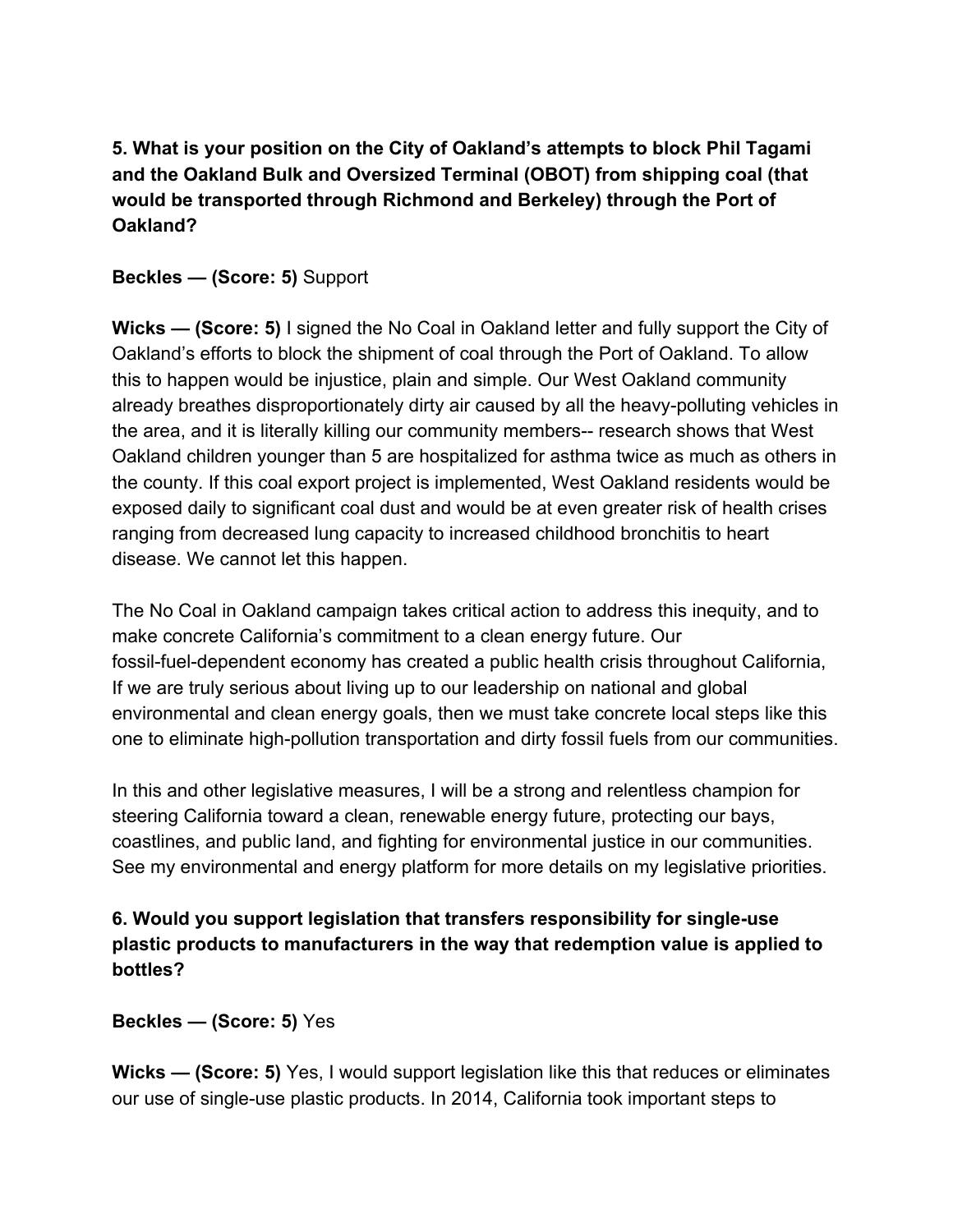**5. What is your position on the City of Oakland's attempts to block Phil Tagami and the Oakland Bulk and Oversized Terminal (OBOT) from shipping coal (that would be transported through Richmond and Berkeley) through the Port of Oakland?**

**Beckles — (Score: 5)** Support

**Wicks — (Score: 5)** I signed the No Coal in Oakland letter and fully support the City of Oakland's efforts to block the shipment of coal through the Port of Oakland. To allow this to happen would be injustice, plain and simple. Our West Oakland community already breathes disproportionately dirty air caused by all the heavy-polluting vehicles in the area, and it is literally killing our community members-- research shows that West Oakland children younger than 5 are hospitalized for asthma twice as much as others in the county. If this coal export project is implemented, West Oakland residents would be exposed daily to significant coal dust and would be at even greater risk of health crises ranging from decreased lung capacity to increased childhood bronchitis to heart disease. We cannot let this happen.

The No Coal in Oakland campaign takes critical action to address this inequity, and to make concrete California's commitment to a clean energy future. Our fossil-fuel-dependent economy has created a public health crisis throughout California, If we are truly serious about living up to our leadership on national and global environmental and clean energy goals, then we must take concrete local steps like this one to eliminate high-pollution transportation and dirty fossil fuels from our communities.

In this and other legislative measures, I will be a strong and relentless champion for steering California toward a clean, renewable energy future, protecting our bays, coastlines, and public land, and fighting for environmental justice in our communities. See my environmental and energy platform for more details on my legislative priorities.

**6. Would you support legislation that transfers responsibility for single-use plastic products to manufacturers in the way that redemption value is applied to bottles?**

**Beckles — (Score: 5)** Yes

**Wicks — (Score: 5)** Yes, I would support legislation like this that reduces or eliminates our use of single-use plastic products. In 2014, California took important steps to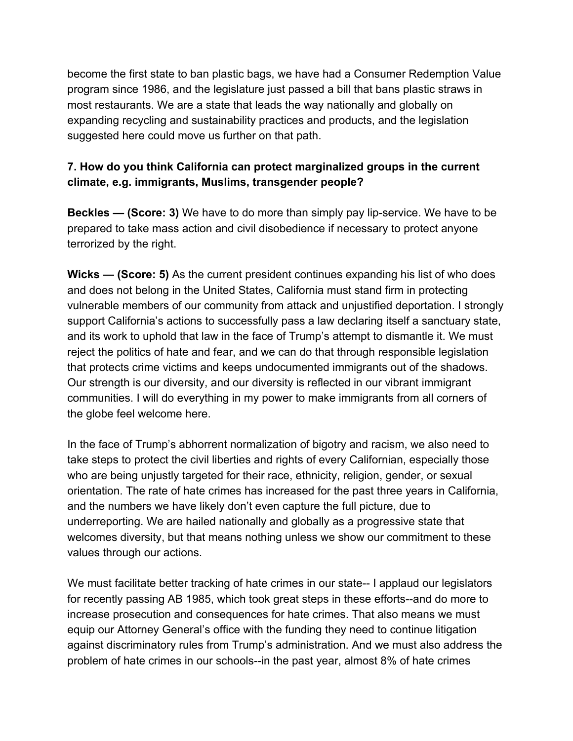become the first state to ban plastic bags, we have had a Consumer Redemption Value program since 1986, and the legislature just passed a bill that bans plastic straws in most restaurants. We are a state that leads the way nationally and globally on expanding recycling and sustainability practices and products, and the legislation suggested here could move us further on that path.

**7. How do you think California can protect marginalized groups in the current climate, e.g. immigrants, Muslims, transgender people?**

**Beckles — (Score: 3)** We have to do more than simply pay lip-service. We have to be prepared to take mass action and civil disobedience if necessary to protect anyone terrorized by the right.

**Wicks — (Score: 5)** As the current president continues expanding his list of who does and does not belong in the United States, California must stand firm in protecting vulnerable members of our community from attack and unjustified deportation. I strongly support California's actions to successfully pass a law declaring itself a sanctuary state, and its work to uphold that law in the face of Trump's attempt to dismantle it. We must reject the politics of hate and fear, and we can do that through responsible legislation that protects crime victims and keeps undocumented immigrants out of the shadows. Our strength is our diversity, and our diversity is reflected in our vibrant immigrant communities. I will do everything in my power to make immigrants from all corners of the globe feel welcome here.

In the face of Trump's abhorrent normalization of bigotry and racism, we also need to take steps to protect the civil liberties and rights of every Californian, especially those who are being unjustly targeted for their race, ethnicity, religion, gender, or sexual orientation. The rate of hate crimes has increased for the past three years in California, and the numbers we have likely don't even capture the full picture, due to underreporting. We are hailed nationally and globally as a progressive state that welcomes diversity, but that means nothing unless we show our commitment to these values through our actions.

We must facilitate better tracking of hate crimes in our state-- I applaud our legislators for recently passing AB 1985, which took great steps in these efforts--and do more to increase prosecution and consequences for hate crimes. That also means we must equip our Attorney General's office with the funding they need to continue litigation against discriminatory rules from Trump's administration. And we must also address the problem of hate crimes in our schools--in the past year, almost 8% of hate crimes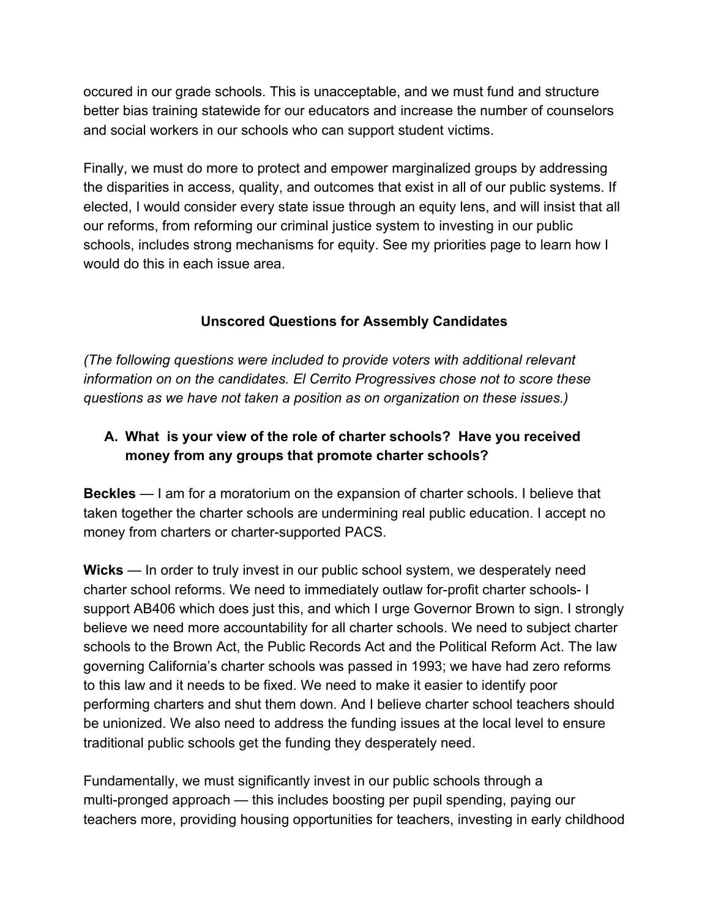occured in our grade schools. This is unacceptable, and we must fund and structure better bias training statewide for our educators and increase the number of counselors and social workers in our schools who can support student victims.

Finally, we must do more to protect and empower marginalized groups by addressing the disparities in access, quality, and outcomes that exist in all of our public systems. If elected, I would consider every state issue through an equity lens, and will insist that all our reforms, from reforming our criminal justice system to investing in our public schools, includes strong mechanisms for equity. See my priorities page to learn how I would do this in each issue area.

## Unscored Questions for Assembly Candidates

*(The following questions were included to provide voters with additional relevant information on on the candidates. El Cerrito Progressives chose not to score these questions as we have not taken a position as on organization on these issues.)*

### A. What is your view of the role of charter schools? Have you received money from any groups that promote charter schools?

**Beckles** — I am for a moratorium on the expansion of charter schools. I believe that taken together the charter schools are undermining real public education. I accept no money from charters or charter-supported PACS.

**Wicks** — In order to truly invest in our public school system, we desperately need charter school reforms. We need to immediately outlaw for-profit charter schools- I support AB406 which does just this, and which I urge Governor Brown to sign. I strongly believe we need more accountability for all charter schools. We need to subject charter schools to the Brown Act, the Public Records Act and the Political Reform Act. The law governing California's charter schools was passed in 1993; we have had zero reforms to this law and it needs to be fixed. We need to make it easier to identify poor performing charters and shut them down. And I believe charter school teachers should be unionized. We also need to address the funding issues at the local level to ensure traditional public schools get the funding they desperately need.

Fundamentally, we must significantly invest in our public schools through a multi-pronged approach — this includes boosting per pupil spending, paying our teachers more, providing housing opportunities for teachers, investing in early childhood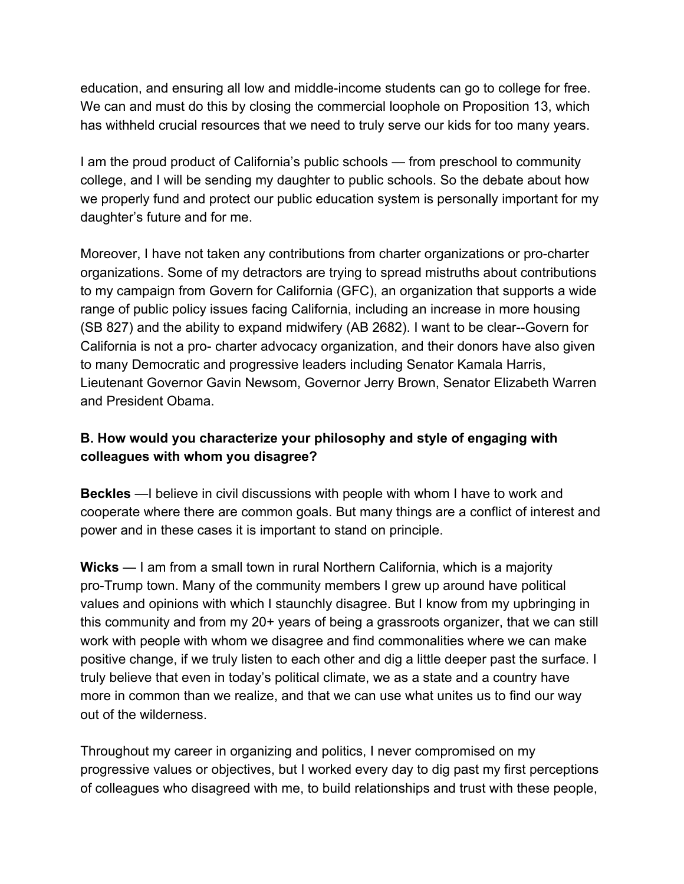education, and ensuring all low and middle-income students can go to college for free. We can and must do this by closing the commercial loophole on Proposition 13, which has withheld crucial resources that we need to truly serve our kids for too many years.

I am the proud product of California's public schools — from preschool to community college, and I will be sending my daughter to public schools. So the debate about how we properly fund and protect our public education system is personally important for my daughter's future and for me.

Moreover, I have not taken any contributions from charter organizations or pro-charter organizations. Some of my detractors are trying to spread mistruths about contributions to my campaign from Govern for California (GFC), an organization that supports a wide range of public policy issues facing California, including an increase in more housing (SB 827) and the ability to expand midwifery (AB 2682). I want to be clear--Govern for California is not a pro- charter advocacy organization, and their donors have also given to many Democratic and progressive leaders including Senator Kamala Harris, Lieutenant Governor Gavin Newsom, Governor Jerry Brown, Senator Elizabeth Warren and President Obama.

### B. How would you characterize your philosophy and style of engaging with colleagues with whom you disagree?

**Beckles** —I believe in civil discussions with people with whom I have to work and cooperate where there are common goals. But many things are a conflict of interest and power and in these cases it is important to stand on principle.

**Wicks** — I am from a small town in rural Northern California, which is a majority pro-Trump town. Many of the community members I grew up around have political values and opinions with which I staunchly disagree. But I know from my upbringing in this community and from my 20+ years of being a grassroots organizer, that we can still work with people with whom we disagree and find commonalities where we can make positive change, if we truly listen to each other and dig a little deeper past the surface. I truly believe that even in today's political climate, we as a state and a country have more in common than we realize, and that we can use what unites us to find our way out of the wilderness.

Throughout my career in organizing and politics, I never compromised on my progressive values or objectives, but I worked every day to dig past my first perceptions of colleagues who disagreed with me, to build relationships and trust with these people,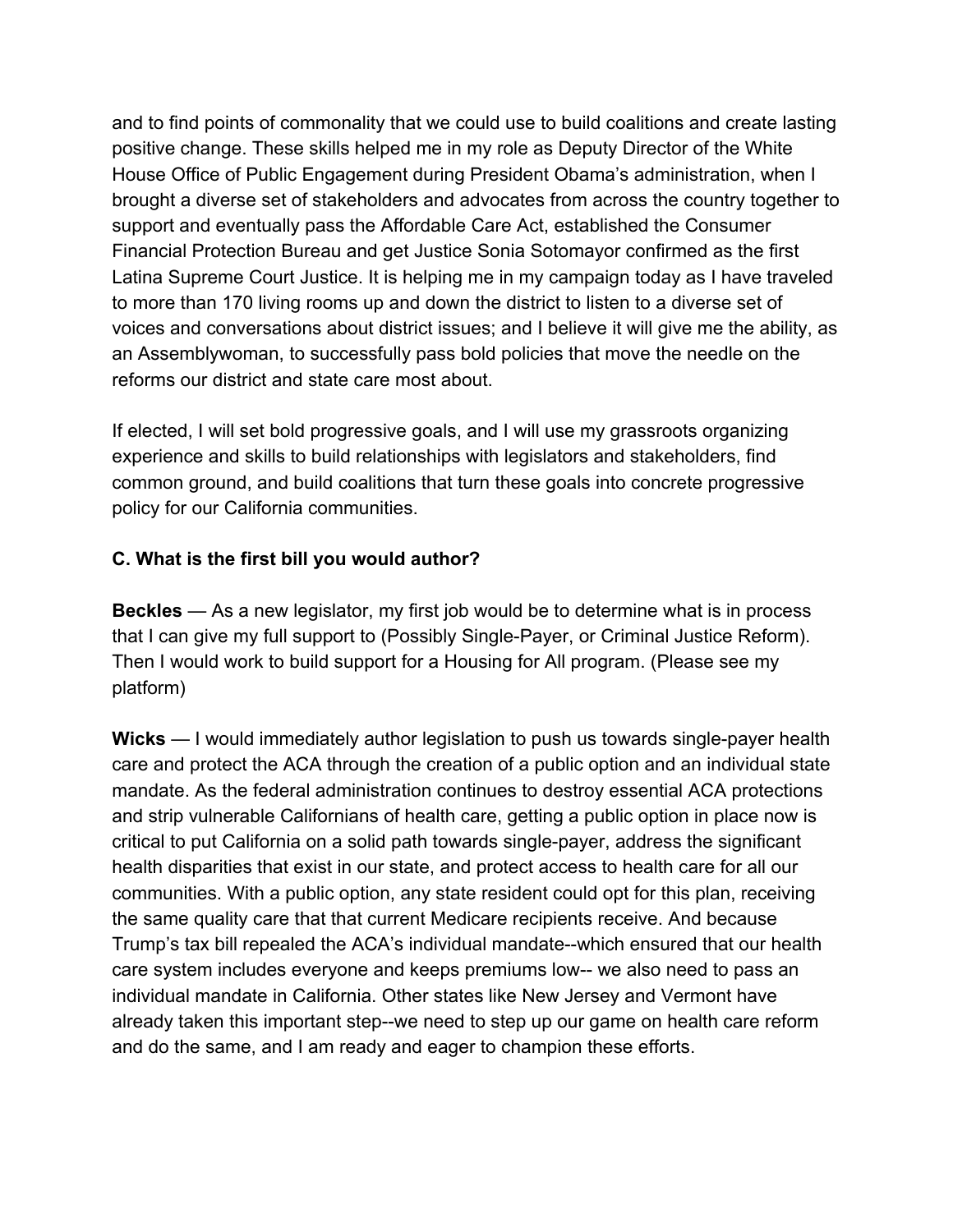and to find points of commonality that we could use to build coalitions and create lasting positive change. These skills helped me in my role as Deputy Director of the White House Office of Public Engagement during President Obama's administration, when I brought a diverse set of stakeholders and advocates from across the country together to support and eventually pass the Affordable Care Act, established the Consumer Financial Protection Bureau and get Justice Sonia Sotomayor confirmed as the first Latina Supreme Court Justice. It is helping me in my campaign today as I have traveled to more than 170 living rooms up and down the district to listen to a diverse set of voices and conversations about district issues; and I believe it will give me the ability, as an Assemblywoman, to successfully pass bold policies that move the needle on the reforms our district and state care most about.

If elected, I will set bold progressive goals, and I will use my grassroots organizing experience and skills to build relationships with legislators and stakeholders, find common ground, and build coalitions that turn these goals into concrete progressive policy for our California communities.

### C. What is the first bill you would author?

**Beckles** — As a new legislator, my first job would be to determine what is in process that I can give my full support to (Possibly Single-Payer, or Criminal Justice Reform). Then I would work to build support for a Housing for All program. (Please see my platform)

**Wicks** — I would immediately author legislation to push us towards single-payer health care and protect the ACA through the creation of a public option and an individual state mandate. As the federal administration continues to destroy essential ACA protections and strip vulnerable Californians of health care, getting a public option in place now is critical to put California on a solid path towards single-payer, address the significant health disparities that exist in our state, and protect access to health care for all our communities. With a public option, any state resident could opt for this plan, receiving the same quality care that that current Medicare recipients receive. And because Trump's tax bill repealed the ACA's individual mandate--which ensured that our health care system includes everyone and keeps premiums low-- we also need to pass an individual mandate in California. Other states like New Jersey and Vermont have already taken this important step--we need to step up our game on health care reform and do the same, and I am ready and eager to champion these efforts.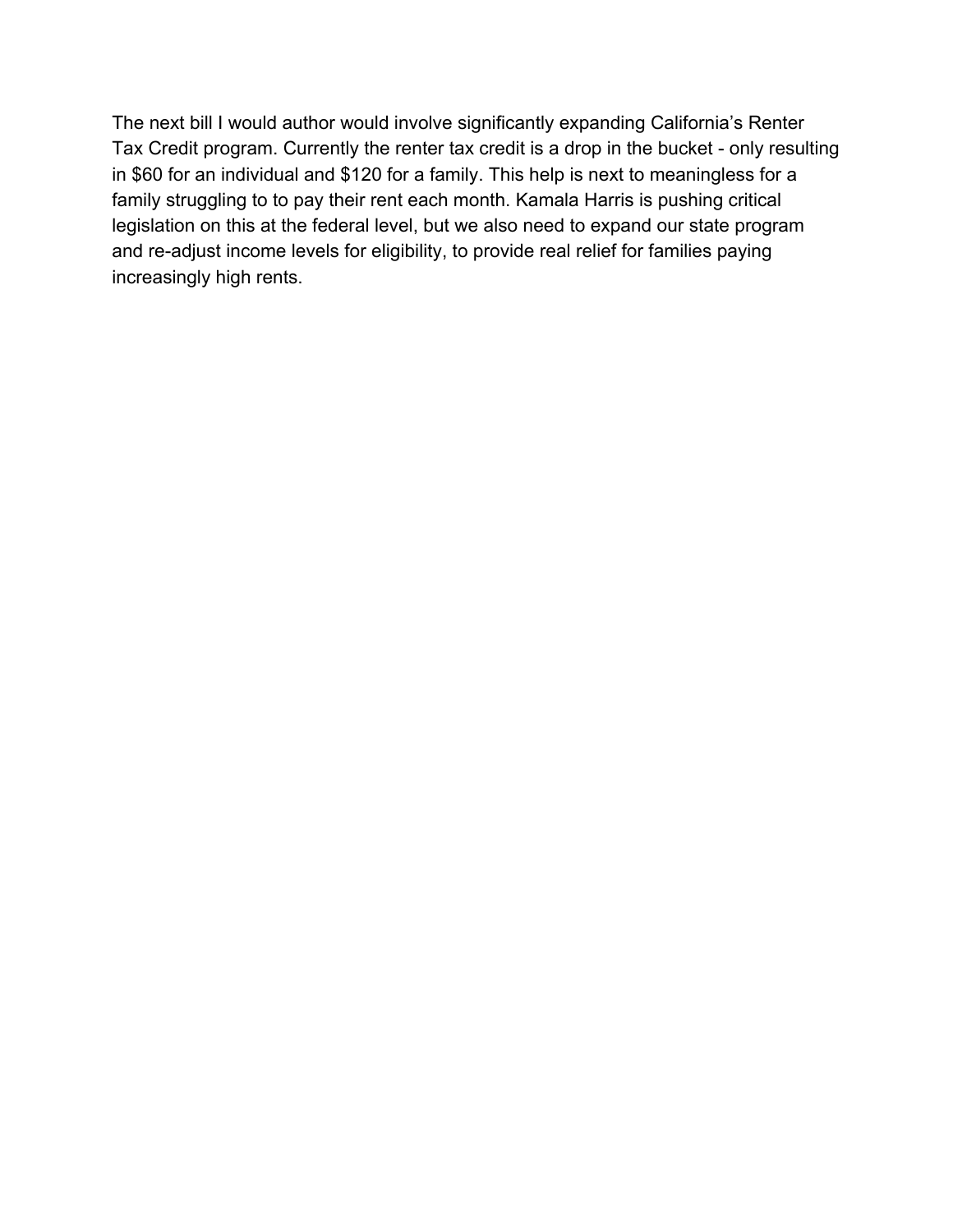The next bill I would author would involve significantly expanding California's Renter Tax Credit program. Currently the renter tax credit is a drop in the bucket - only resulting in $60 for an individual and $120 for a family. This help is next to meaningless for a family struggling to to pay their rent each month. Kamala Harris is pushing critical legislation on this at the federal level, but we also need to expand our state program and re-adjust income levels for eligibility, to provide real relief for families paying increasingly high rents.